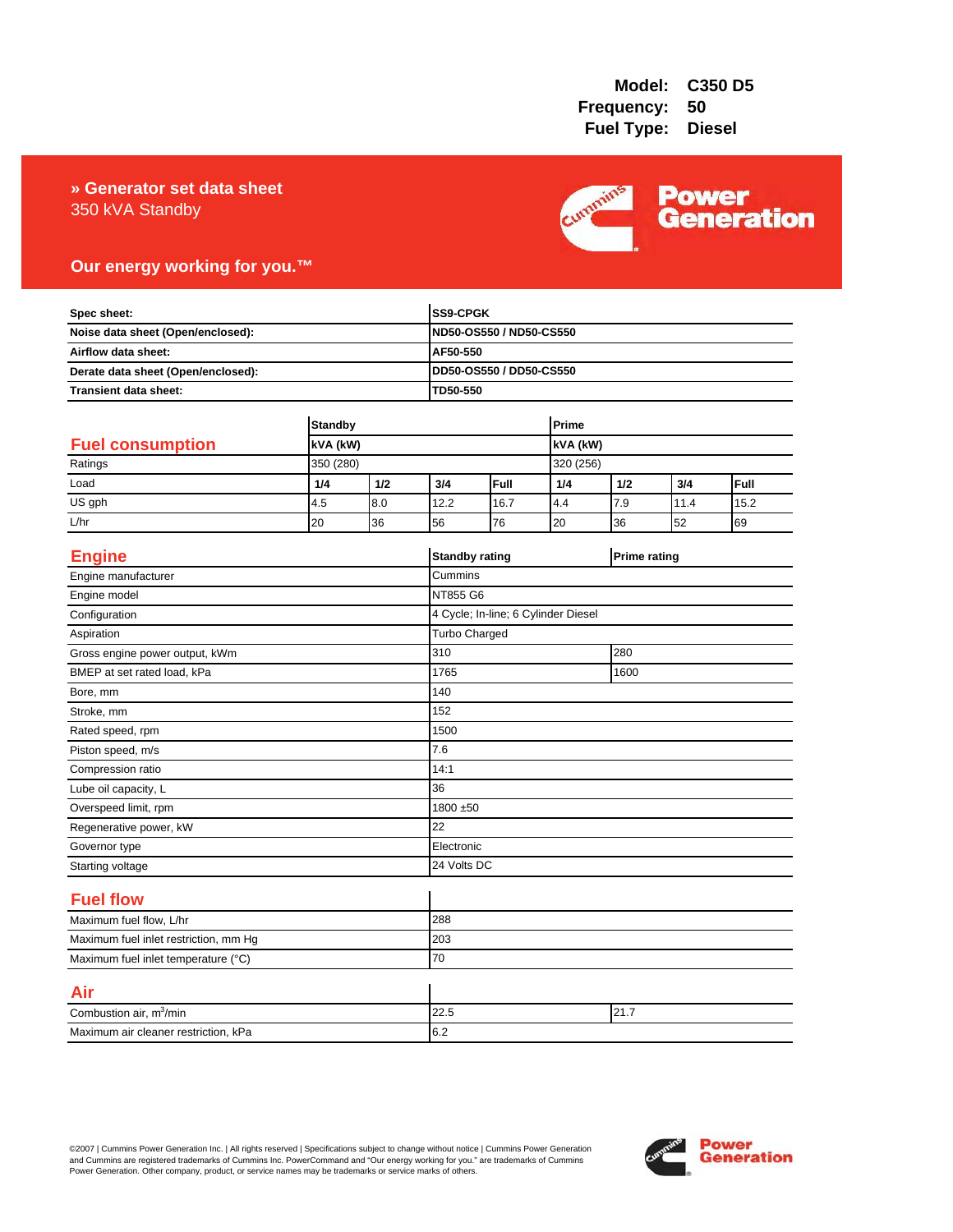**Model:** C350 D5
**Frequency:** 50
**Fuel Type:** Diesel

# » Generator set data sheet

350 kVA Standby

**Our energy working for you.™**

| | |
|---|---|
| **Spec sheet:** | **SS9-CPGK** |
| **Noise data sheet (Open/enclosed):** | **ND50-OS550 / ND50-CS550** |
| **Airflow data sheet:** | **AF50-550** |
| **Derate data sheet (Open/enclosed):** | **DD50-OS550 / DD50-CS550** |
| **Transient data sheet:** | **TD50-550** |

## Fuel consumption

| | **Standby** | | | | **Prime** | | | |
|---|---|---|---|---|---|---|---|---|
| | **kVA (kW)** | | | | **kVA (kW)** | | | |
| Ratings | 350 (280) | | | | 320 (256) | | | |
| Load | **1/4** | **1/2** | **3/4** | **Full** | **1/4** | **1/2** | **3/4** | **Full** |
| US gph | 4.5 | 8.0 | 12.2 | 16.7 | 4.4 | 7.9 | 11.4 | 15.2 |
| L/hr | 20 | 36 | 56 | 76 | 20 | 36 | 52 | 69 |

## Engine

| | **Standby rating** | **Prime rating** |
|---|---|---|
| Engine manufacturer | Cummins | |
| Engine model | NT855 G6 | |
| Configuration | 4 Cycle; In-line; 6 Cylinder Diesel | |
| Aspiration | Turbo Charged | |
| Gross engine power output, kWm | 310 | 280 |
| BMEP at set rated load, kPa | 1765 | 1600 |
| Bore, mm | 140 | |
| Stroke, mm | 152 | |
| Rated speed, rpm | 1500 | |
| Piston speed, m/s | 7.6 | |
| Compression ratio | 14:1 | |
| Lube oil capacity, L | 36 | |
| Overspeed limit, rpm | 1800 ±50 | |
| Regenerative power, kW | 22 | |
| Governor type | Electronic | |
| Starting voltage | 24 Volts DC | |

## Fuel flow

| | |
|---|---|
| Maximum fuel flow, L/hr | 288 |
| Maximum fuel inlet restriction, mm Hg | 203 |
| Maximum fuel inlet temperature (°C) | 70 |

## Air

| | | |
|---|---|---|
| Combustion air, $m^3$/min | 22.5 | 21.7 |
| Maximum air cleaner restriction, kPa | 6.2 | |

©2007 | Cummins Power Generation Inc. | All rights reserved | Specifications subject to change without notice | Cummins Power Generation and Cummins are registered trademarks of Cummins Inc. PowerCommand and "Our energy working for you." are trademarks of Cummins Power Generation. Other company, product, or service names may be trademarks or service marks of others.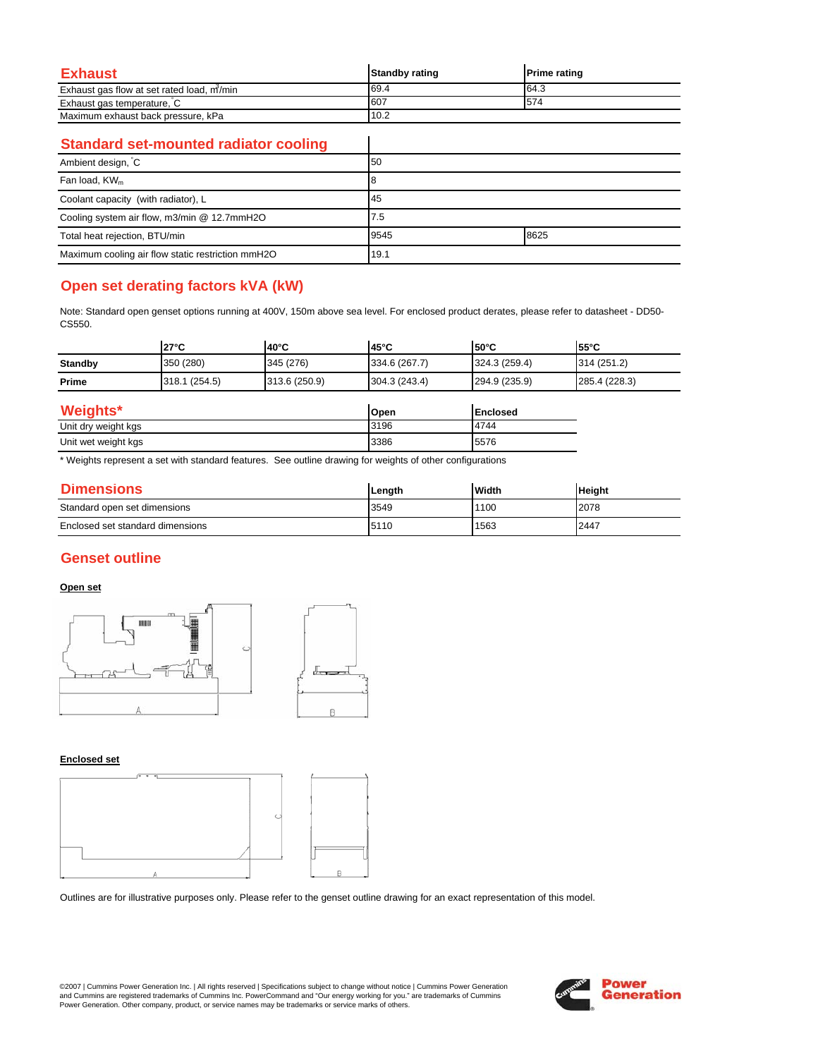## Exhaust

| Exhaust | Standby rating | Prime rating |
|---|---|---|
| Exhaust gas flow at set rated load, $m^3$/min | 69.4 | 64.3 |
| Exhaust gas temperature, °C | 607 | 574 |
| Maximum exhaust back pressure, kPa | 10.2 | |

## Standard set-mounted radiator cooling

| Standard set-mounted radiator cooling | | |
|---|---|---|
| Ambient design, °C | 50 | |
| Fan load, $KW_m$ | 8 | |
| Coolant capacity (with radiator), L | 45 | |
| Cooling system air flow, m3/min @ 12.7mmH2O | 7.5 | |
| Total heat rejection, BTU/min | 9545 | 8625 |
| Maximum cooling air flow static restriction mmH2O | 19.1 | |

## Open set derating factors kVA (kW)

Note: Standard open genset options running at 400V, 150m above sea level. For enclosed product derates, please refer to datasheet - DD50-CS550.

| | 27°C | 40°C | 45°C | 50°C | 55°C |
|---|---|---|---|---|---|
| **Standby** | 350 (280) | 345 (276) | 334.6 (267.7) | 324.3 (259.4) | 314 (251.2) |
| **Prime** | 318.1 (254.5) | 313.6 (250.9) | 304.3 (243.4) | 294.9 (235.9) | 285.4 (228.3) |

## Weights*

| Weights* | Open | Enclosed |
|---|---|---|
| Unit dry weight kgs | 3196 | 4744 |
| Unit wet weight kgs | 3386 | 5576 |

* Weights represent a set with standard features. See outline drawing for weights of other configurations

## Dimensions

| Dimensions | Length | Width | Height |
|---|---|---|---|
| Standard open set dimensions | 3549 | 1100 | 2078 |
| Enclosed set standard dimensions | 5110 | 1563 | 2447 |

## Genset outline

**Open set**

**Enclosed set**

Outlines are for illustrative purposes only. Please refer to the genset outline drawing for an exact representation of this model.

©2007 | Cummins Power Generation Inc. | All rights reserved | Specifications subject to change without notice | Cummins Power Generation and Cummins are registered trademarks of Cummins Inc. PowerCommand and "Our energy working for you." are trademarks of Cummins Power Generation. Other company, product, or service names may be trademarks or service marks of others.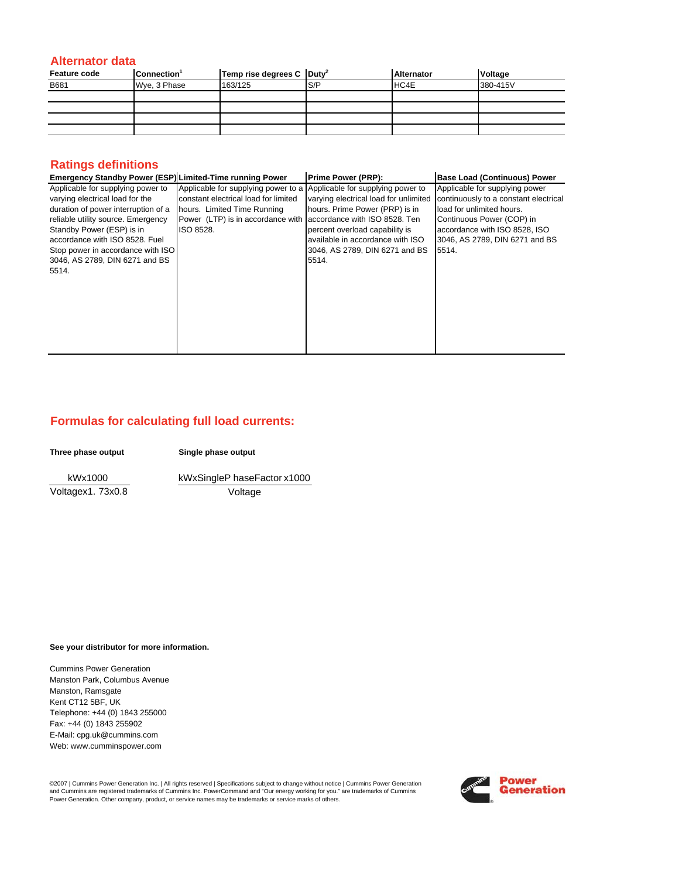## Alternator data

| Feature code | Connection[1] | Temp rise degrees C | Duty[2] | Alternator | Voltage |
|---|---|---|---|---|---|
| B681 | Wye, 3 Phase | 163/125 | S/P | HC4E | 380-415V |
| | | | | | |
| | | | | | |
| | | | | | |
| | | | | | |

## Ratings definitions

| Emergency Standby Power (ESP) | Limited-Time running Power | Prime Power (PRP): | Base Load (Continuous) Power |
|---|---|---|---|
| Applicable for supplying power to varying electrical load for the duration of power interruption of a reliable utility source. Emergency Standby Power (ESP) is in accordance with ISO 8528. Fuel Stop power in accordance with ISO 3046, AS 2789, DIN 6271 and BS 5514. | Applicable for supplying power to a constant electrical load for limited hours. Limited Time Running Power (LTP) is in accordance with ISO 8528. | Applicable for supplying power to varying electrical load for unlimited hours. Prime Power (PRP) is in accordance with ISO 8528. Ten percent overload capability is available in accordance with ISO 3046, AS 2789, DIN 6271 and BS 5514. | Applicable for supplying power continuously to a constant electrical load for unlimited hours. Continuous Power (COP) in accordance with ISO 8528, ISO 3046, AS 2789, DIN 6271 and BS 5514. |

## Formulas for calculating full load currents:

**Three phase output**

$$\frac{kW \times 1000}{Voltage \times 1.73 \times 0.8}$$

**Single phase output**

$$\frac{kW \times SinglePhaseFactor \times 1000}{Voltage}$$

**See your distributor for more information.**

Cummins Power Generation
Manston Park, Columbus Avenue
Manston, Ramsgate
Kent CT12 5BF, UK
Telephone: +44 (0) 1843 255000
Fax: +44 (0) 1843 255902
E-Mail: cpg.uk@cummins.com
Web: www.cumminspower.com

©2007 | Cummins Power Generation Inc. | All rights reserved | Specifications subject to change without notice | Cummins Power Generation and Cummins are registered trademarks of Cummins Inc. PowerCommand and "Our energy working for you." are trademarks of Cummins Power Generation. Other company, product, or service names may be trademarks or service marks of others.

Power Generation